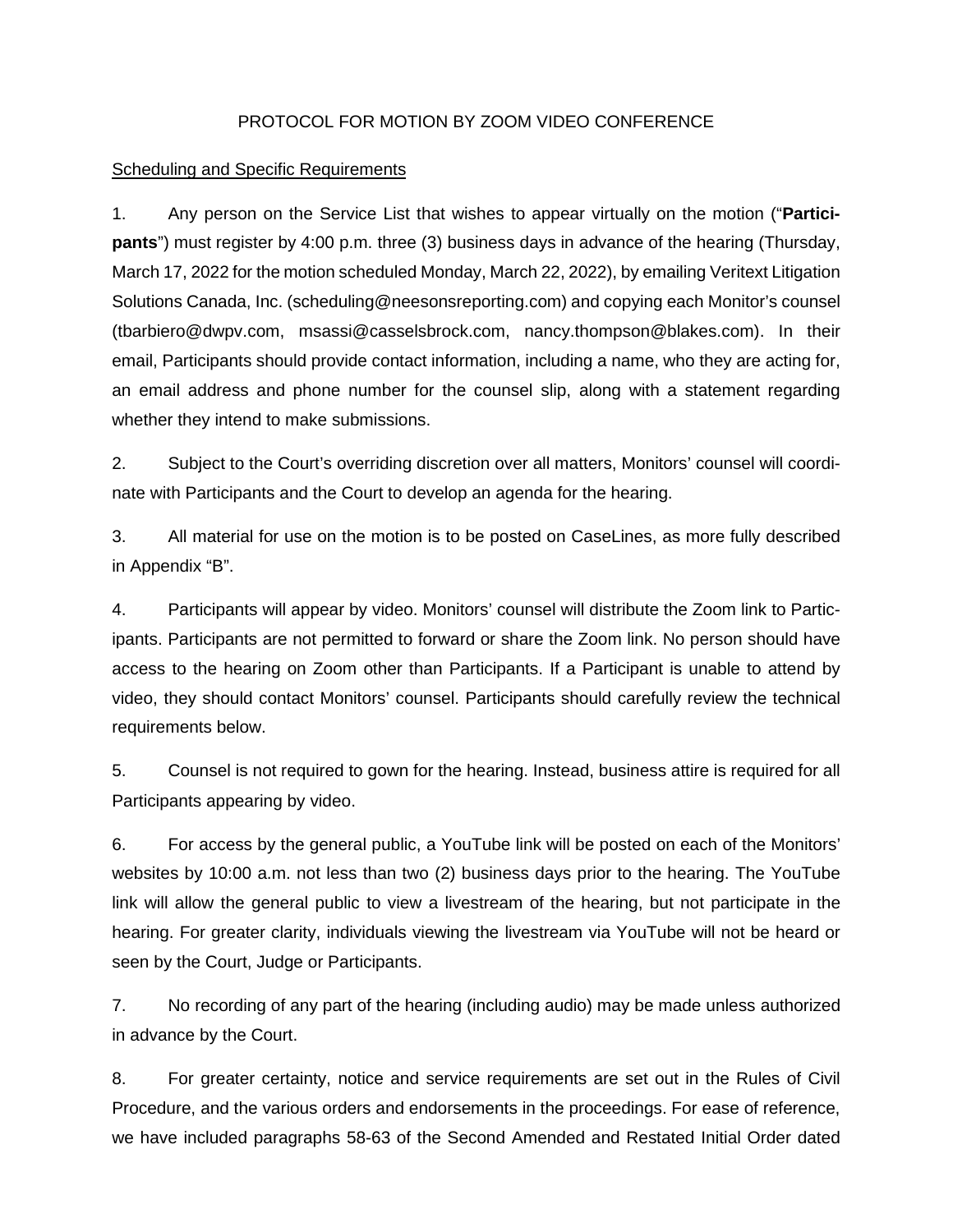PROTOCOL FOR MOTION BY ZOOM VIDEO CONFERENCE

<u>Scheduling and Specific Requirements</u>

1. Any person on the Service List that wishes to appear virtually on the motion ("**Participants**") must register by 4:00 p.m. three (3) business days in advance of the hearing (Thursday, March 17, 2022 for the motion scheduled Monday, March 22, 2022), by emailing Veritext Litigation Solutions Canada, Inc. (scheduling@neesonsreporting.com) and copying each Monitor's counsel (tbarbiero@dwpv.com, msassi@casselsbrock.com, nancy.thompson@blakes.com). In their email, Participants should provide contact information, including a name, who they are acting for, an email address and phone number for the counsel slip, along with a statement regarding whether they intend to make submissions.

2. Subject to the Court's overriding discretion over all matters, Monitors' counsel will coordinate with Participants and the Court to develop an agenda for the hearing.

3. All material for use on the motion is to be posted on CaseLines, as more fully described in Appendix "B".

4. Participants will appear by video. Monitors' counsel will distribute the Zoom link to Participants. Participants are not permitted to forward or share the Zoom link. No person should have access to the hearing on Zoom other than Participants. If a Participant is unable to attend by video, they should contact Monitors' counsel. Participants should carefully review the technical requirements below.

5. Counsel is not required to gown for the hearing. Instead, business attire is required for all Participants appearing by video.

6. For access by the general public, a YouTube link will be posted on each of the Monitors' websites by 10:00 a.m. not less than two (2) business days prior to the hearing. The YouTube link will allow the general public to view a livestream of the hearing, but not participate in the hearing. For greater clarity, individuals viewing the livestream via YouTube will not be heard or seen by the Court, Judge or Participants.

7. No recording of any part of the hearing (including audio) may be made unless authorized in advance by the Court.

8. For greater certainty, notice and service requirements are set out in the Rules of Civil Procedure, and the various orders and endorsements in the proceedings. For ease of reference, we have included paragraphs 58-63 of the Second Amended and Restated Initial Order dated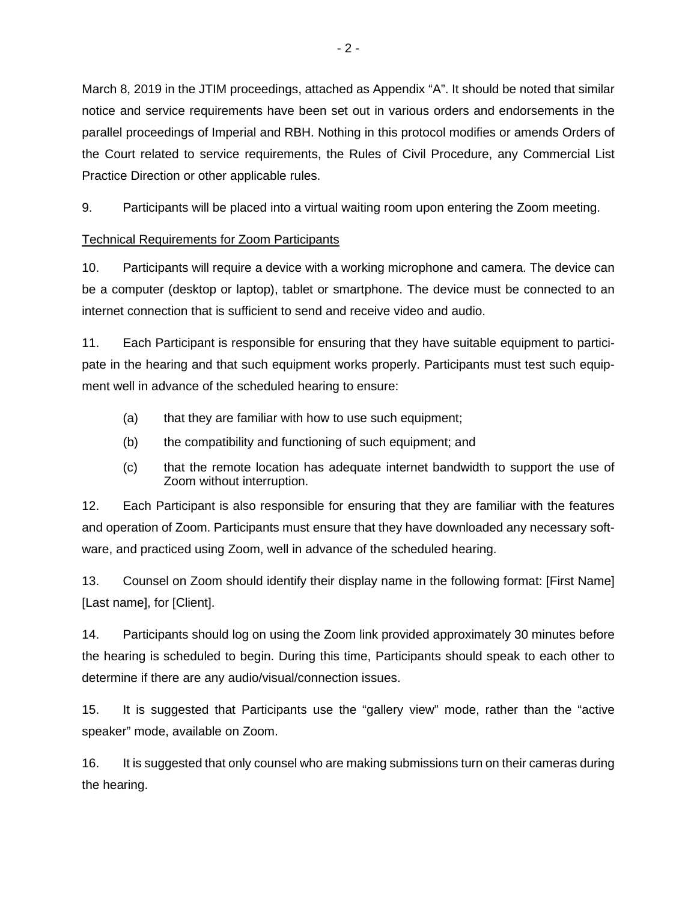March 8, 2019 in the JTIM proceedings, attached as Appendix "A". It should be noted that similar notice and service requirements have been set out in various orders and endorsements in the parallel proceedings of Imperial and RBH. Nothing in this protocol modifies or amends Orders of the Court related to service requirements, the Rules of Civil Procedure, any Commercial List Practice Direction or other applicable rules.

9. Participants will be placed into a virtual waiting room upon entering the Zoom meeting.

<u>Technical Requirements for Zoom Participants</u>

10. Participants will require a device with a working microphone and camera. The device can be a computer (desktop or laptop), tablet or smartphone. The device must be connected to an internet connection that is sufficient to send and receive video and audio.

11. Each Participant is responsible for ensuring that they have suitable equipment to participate in the hearing and that such equipment works properly. Participants must test such equipment well in advance of the scheduled hearing to ensure:

(a) that they are familiar with how to use such equipment;

(b) the compatibility and functioning of such equipment; and

(c) that the remote location has adequate internet bandwidth to support the use of Zoom without interruption.

12. Each Participant is also responsible for ensuring that they are familiar with the features and operation of Zoom. Participants must ensure that they have downloaded any necessary software, and practiced using Zoom, well in advance of the scheduled hearing.

13. Counsel on Zoom should identify their display name in the following format: [First Name] [Last name], for [Client].

14. Participants should log on using the Zoom link provided approximately 30 minutes before the hearing is scheduled to begin. During this time, Participants should speak to each other to determine if there are any audio/visual/connection issues.

15. It is suggested that Participants use the "gallery view" mode, rather than the "active speaker" mode, available on Zoom.

16. It is suggested that only counsel who are making submissions turn on their cameras during the hearing.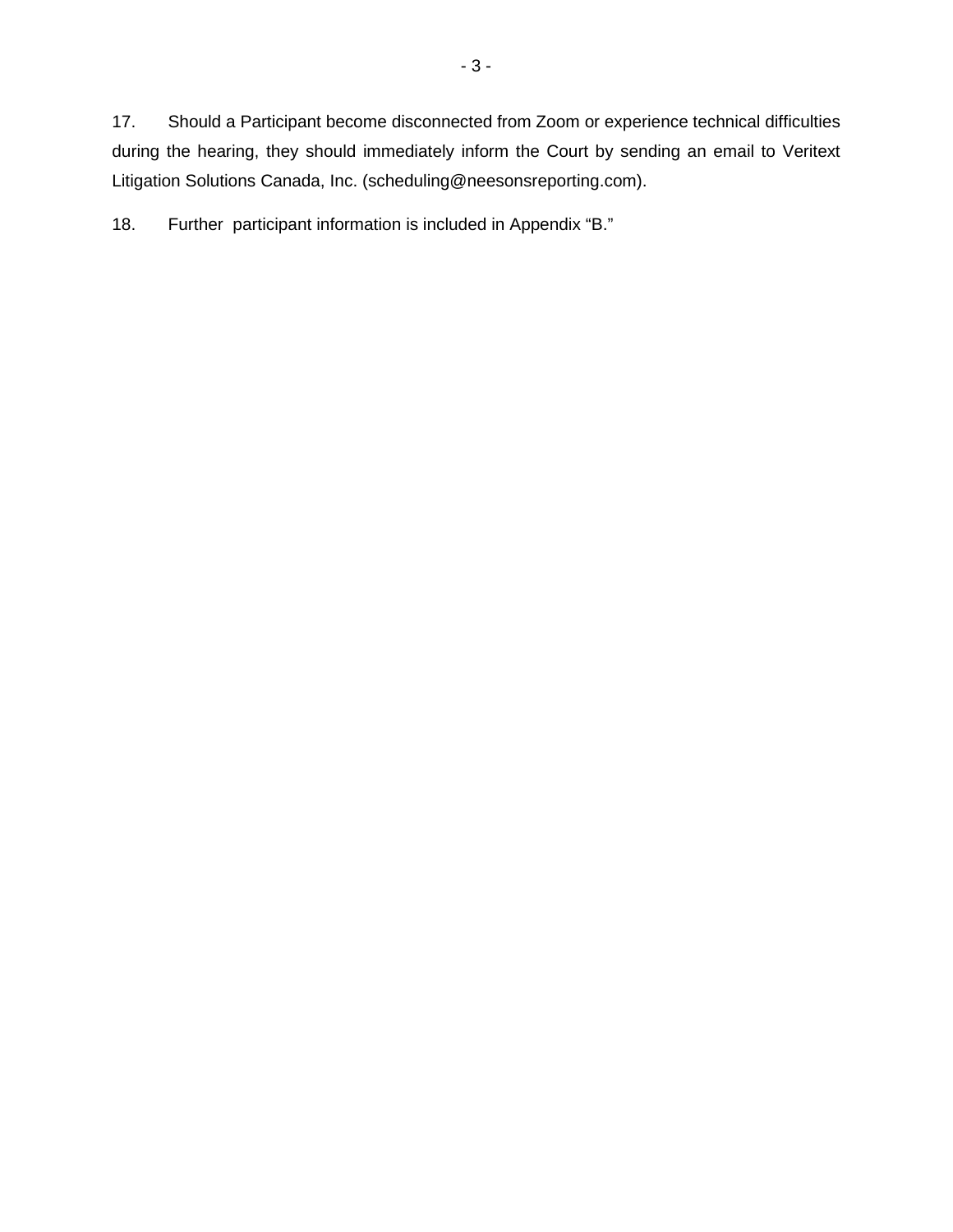17. Should a Participant become disconnected from Zoom or experience technical difficulties during the hearing, they should immediately inform the Court by sending an email to Veritext Litigation Solutions Canada, Inc. (scheduling@neesonsreporting.com).

18. Further participant information is included in Appendix "B."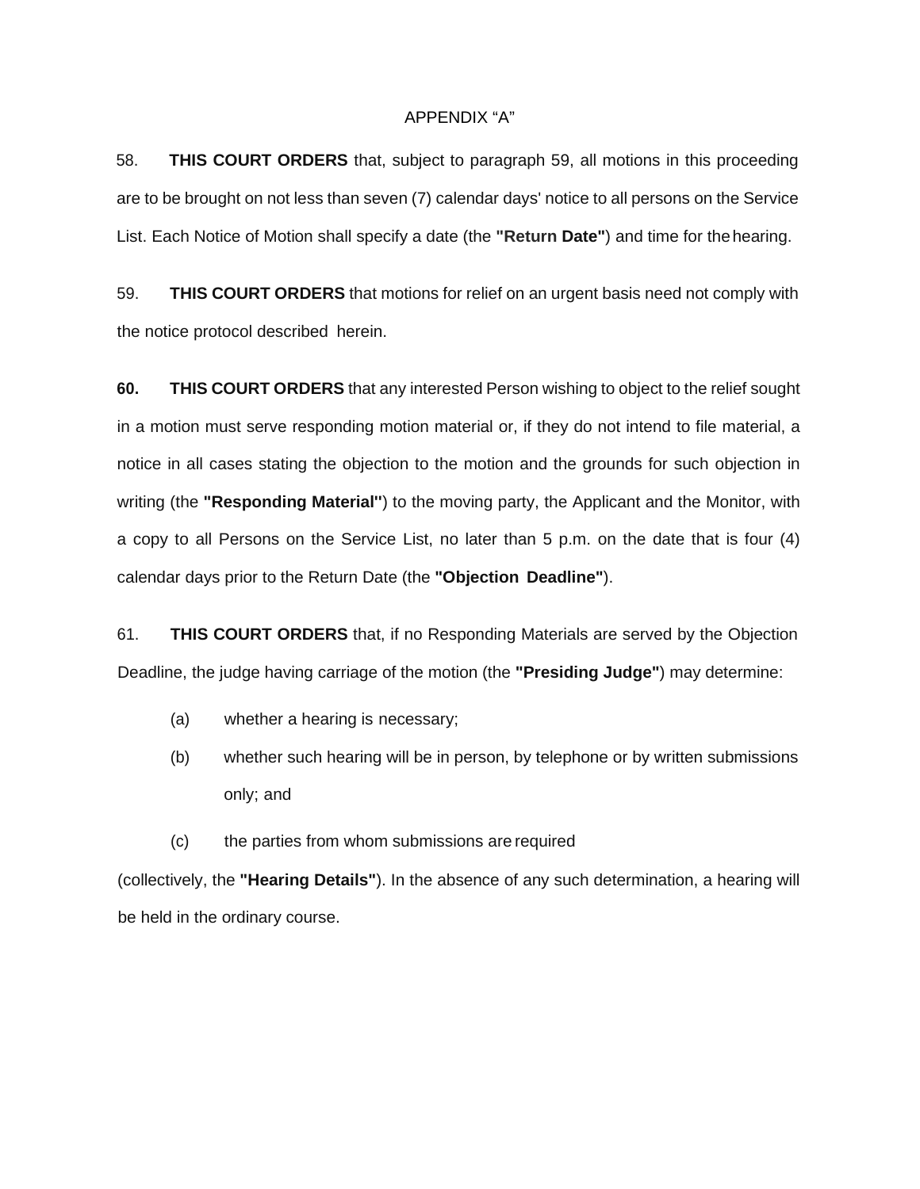APPENDIX “A”

58. **THIS COURT ORDERS** that, subject to paragraph 59, all motions in this proceeding are to be brought on not less than seven (7) calendar days' notice to all persons on the Service List. Each Notice of Motion shall specify a date (the **"Return Date"**) and time for the hearing.

59. **THIS COURT ORDERS** that motions for relief on an urgent basis need not comply with the notice protocol described herein.

**60.** **THIS COURT ORDERS** that any interested Person wishing to object to the relief sought in a motion must serve responding motion material or, if they do not intend to file material, a notice in all cases stating the objection to the motion and the grounds for such objection in writing (the **"Responding Material"**) to the moving party, the Applicant and the Monitor, with a copy to all Persons on the Service List, no later than 5 p.m. on the date that is four (4) calendar days prior to the Return Date (the **"Objection Deadline"**).

61. **THIS COURT ORDERS** that, if no Responding Materials are served by the Objection Deadline, the judge having carriage of the motion (the **"Presiding Judge"**) may determine:

(a) whether a hearing is necessary;

(b) whether such hearing will be in person, by telephone or by written submissions only; and

(c) the parties from whom submissions are required

(collectively, the **"Hearing Details"**). In the absence of any such determination, a hearing will be held in the ordinary course.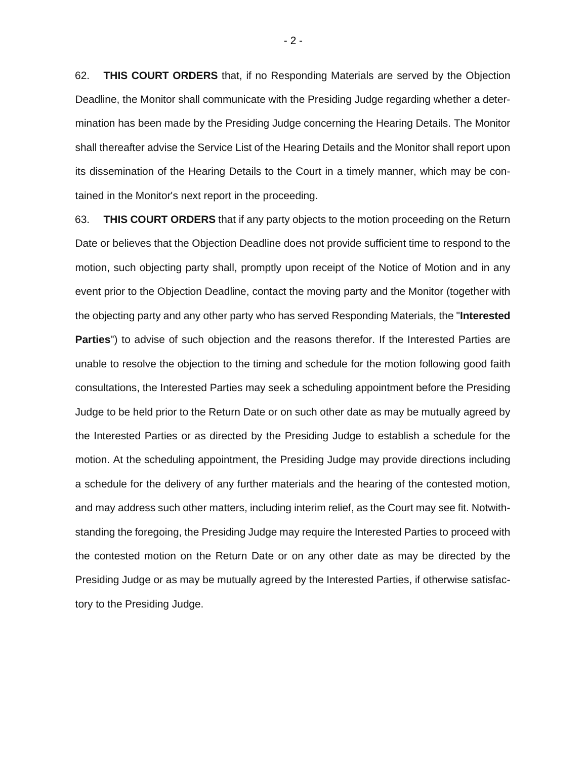62. **THIS COURT ORDERS** that, if no Responding Materials are served by the Objection Deadline, the Monitor shall communicate with the Presiding Judge regarding whether a determination has been made by the Presiding Judge concerning the Hearing Details. The Monitor shall thereafter advise the Service List of the Hearing Details and the Monitor shall report upon its dissemination of the Hearing Details to the Court in a timely manner, which may be contained in the Monitor's next report in the proceeding.

63. **THIS COURT ORDERS** that if any party objects to the motion proceeding on the Return Date or believes that the Objection Deadline does not provide sufficient time to respond to the motion, such objecting party shall, promptly upon receipt of the Notice of Motion and in any event prior to the Objection Deadline, contact the moving party and the Monitor (together with the objecting party and any other party who has served Responding Materials, the "**Interested Parties**") to advise of such objection and the reasons therefor. If the Interested Parties are unable to resolve the objection to the timing and schedule for the motion following good faith consultations, the Interested Parties may seek a scheduling appointment before the Presiding Judge to be held prior to the Return Date or on such other date as may be mutually agreed by the Interested Parties or as directed by the Presiding Judge to establish a schedule for the motion. At the scheduling appointment, the Presiding Judge may provide directions including a schedule for the delivery of any further materials and the hearing of the contested motion, and may address such other matters, including interim relief, as the Court may see fit. Notwithstanding the foregoing, the Presiding Judge may require the Interested Parties to proceed with the contested motion on the Return Date or on any other date as may be directed by the Presiding Judge or as may be mutually agreed by the Interested Parties, if otherwise satisfactory to the Presiding Judge.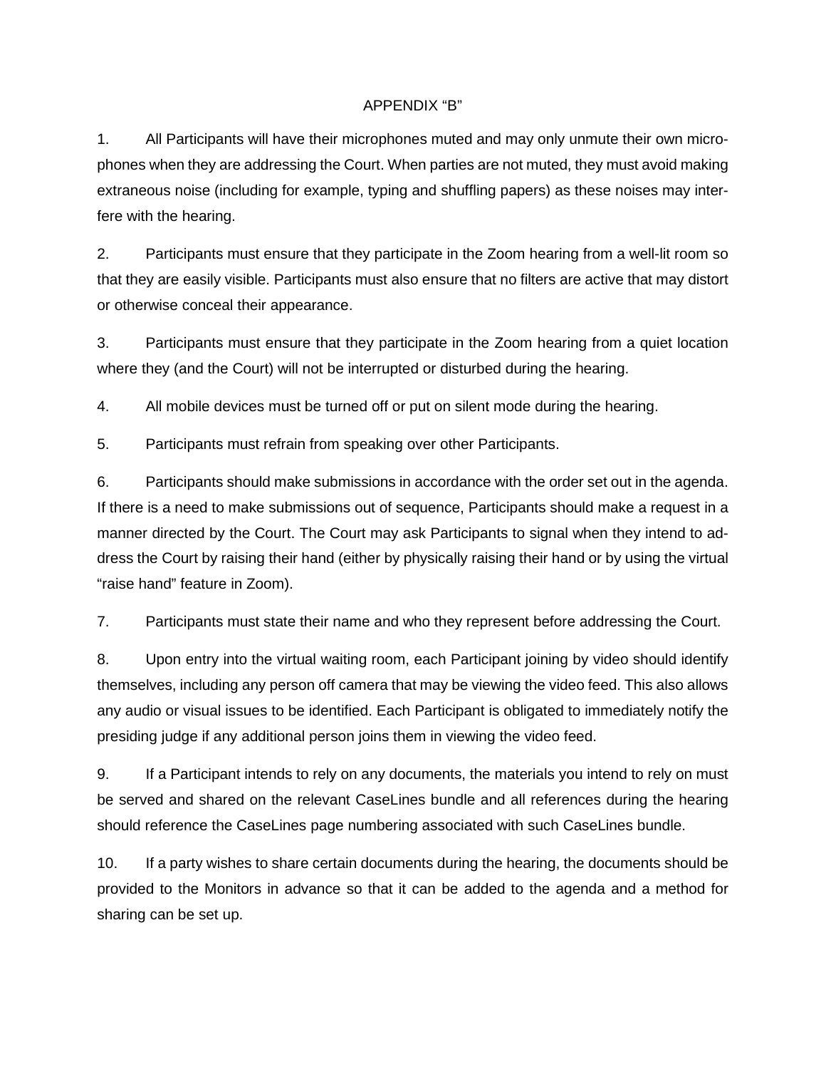APPENDIX "B"

1. All Participants will have their microphones muted and may only unmute their own microphones when they are addressing the Court. When parties are not muted, they must avoid making extraneous noise (including for example, typing and shuffling papers) as these noises may interfere with the hearing.

2. Participants must ensure that they participate in the Zoom hearing from a well-lit room so that they are easily visible. Participants must also ensure that no filters are active that may distort or otherwise conceal their appearance.

3. Participants must ensure that they participate in the Zoom hearing from a quiet location where they (and the Court) will not be interrupted or disturbed during the hearing.

4. All mobile devices must be turned off or put on silent mode during the hearing.

5. Participants must refrain from speaking over other Participants.

6. Participants should make submissions in accordance with the order set out in the agenda. If there is a need to make submissions out of sequence, Participants should make a request in a manner directed by the Court. The Court may ask Participants to signal when they intend to address the Court by raising their hand (either by physically raising their hand or by using the virtual "raise hand" feature in Zoom).

7. Participants must state their name and who they represent before addressing the Court.

8. Upon entry into the virtual waiting room, each Participant joining by video should identify themselves, including any person off camera that may be viewing the video feed. This also allows any audio or visual issues to be identified. Each Participant is obligated to immediately notify the presiding judge if any additional person joins them in viewing the video feed.

9. If a Participant intends to rely on any documents, the materials you intend to rely on must be served and shared on the relevant CaseLines bundle and all references during the hearing should reference the CaseLines page numbering associated with such CaseLines bundle.

10. If a party wishes to share certain documents during the hearing, the documents should be provided to the Monitors in advance so that it can be added to the agenda and a method for sharing can be set up.